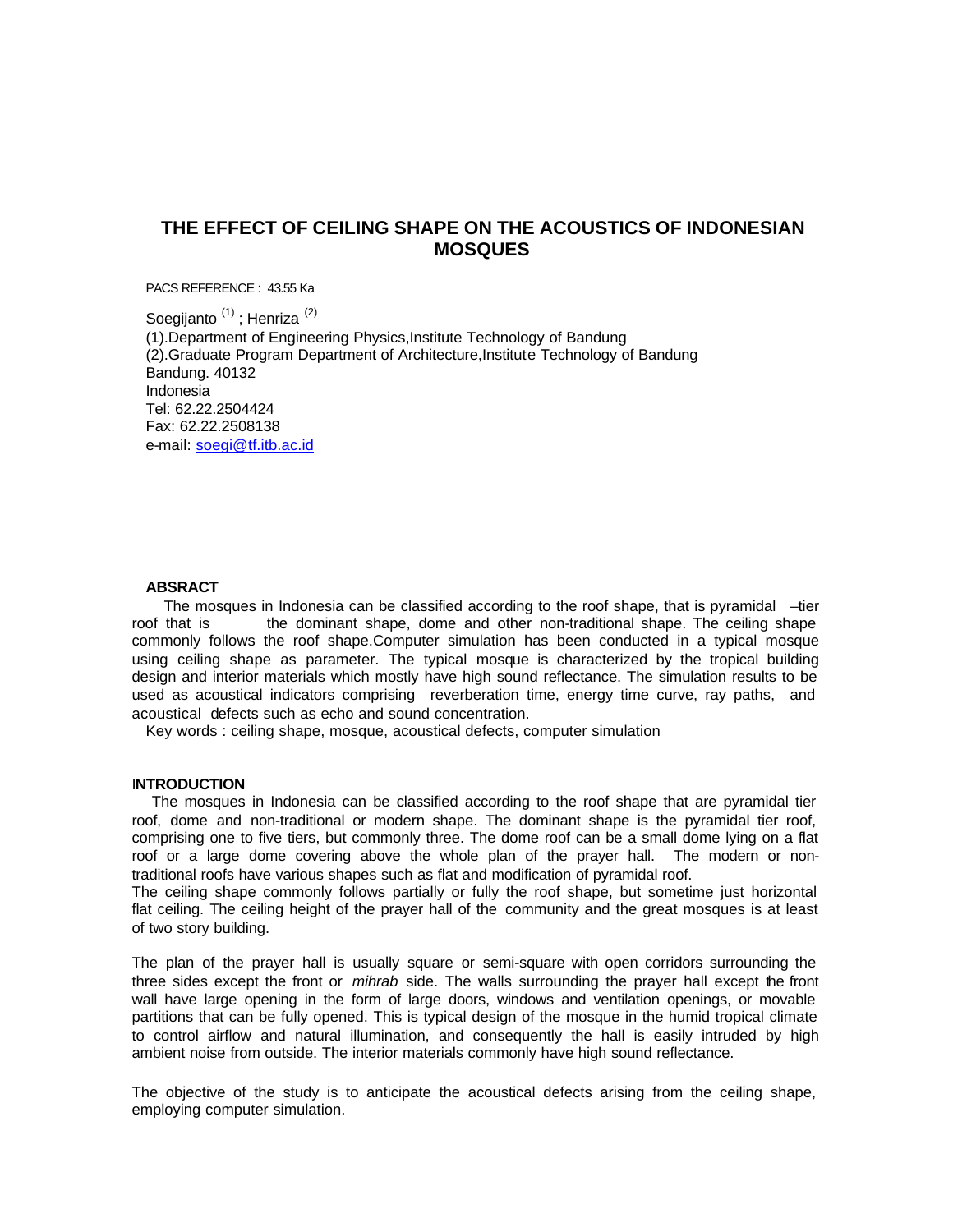# THE EFFECT OF CEILING SHAPE ON THE ACOUSTICS OF INDONESIAN MOSQUES

PACS REFERENCE : 43.55 Ka

Soegijanto [(1)] ; Henriza [(2)]
(1).Department of Engineering Physics,Institute Technology of Bandung
(2).Graduate Program Department of Architecture,Institute Technology of Bandung
Bandung. 40132
Indonesia
Tel: 62.22.2504424
Fax: 62.22.2508138
e-mail: soegi@tf.itb.ac.id

## ABSRACT

The mosques in Indonesia can be classified according to the roof shape, that is pyramidal –tier roof that is the dominant shape, dome and other non-traditional shape. The ceiling shape commonly follows the roof shape.Computer simulation has been conducted in a typical mosque using ceiling shape as parameter. The typical mosque is characterized by the tropical building design and interior materials which mostly have high sound reflectance. The simulation results to be used as acoustical indicators comprising reverberation time, energy time curve, ray paths, and acoustical defects such as echo and sound concentration.

Key words : ceiling shape, mosque, acoustical defects, computer simulation

## INTRODUCTION

The mosques in Indonesia can be classified according to the roof shape that are pyramidal tier roof, dome and non-traditional or modern shape. The dominant shape is the pyramidal tier roof, comprising one to five tiers, but commonly three. The dome roof can be a small dome lying on a flat roof or a large dome covering above the whole plan of the prayer hall. The modern or non-traditional roofs have various shapes such as flat and modification of pyramidal roof.
The ceiling shape commonly follows partially or fully the roof shape, but sometime just horizontal flat ceiling. The ceiling height of the prayer hall of the community and the great mosques is at least of two story building.

The plan of the prayer hall is usually square or semi-square with open corridors surrounding the three sides except the front or *mihrab* side. The walls surrounding the prayer hall except the front wall have large opening in the form of large doors, windows and ventilation openings, or movable partitions that can be fully opened. This is typical design of the mosque in the humid tropical climate to control airflow and natural illumination, and consequently the hall is easily intruded by high ambient noise from outside. The interior materials commonly have high sound reflectance.

The objective of the study is to anticipate the acoustical defects arising from the ceiling shape, employing computer simulation.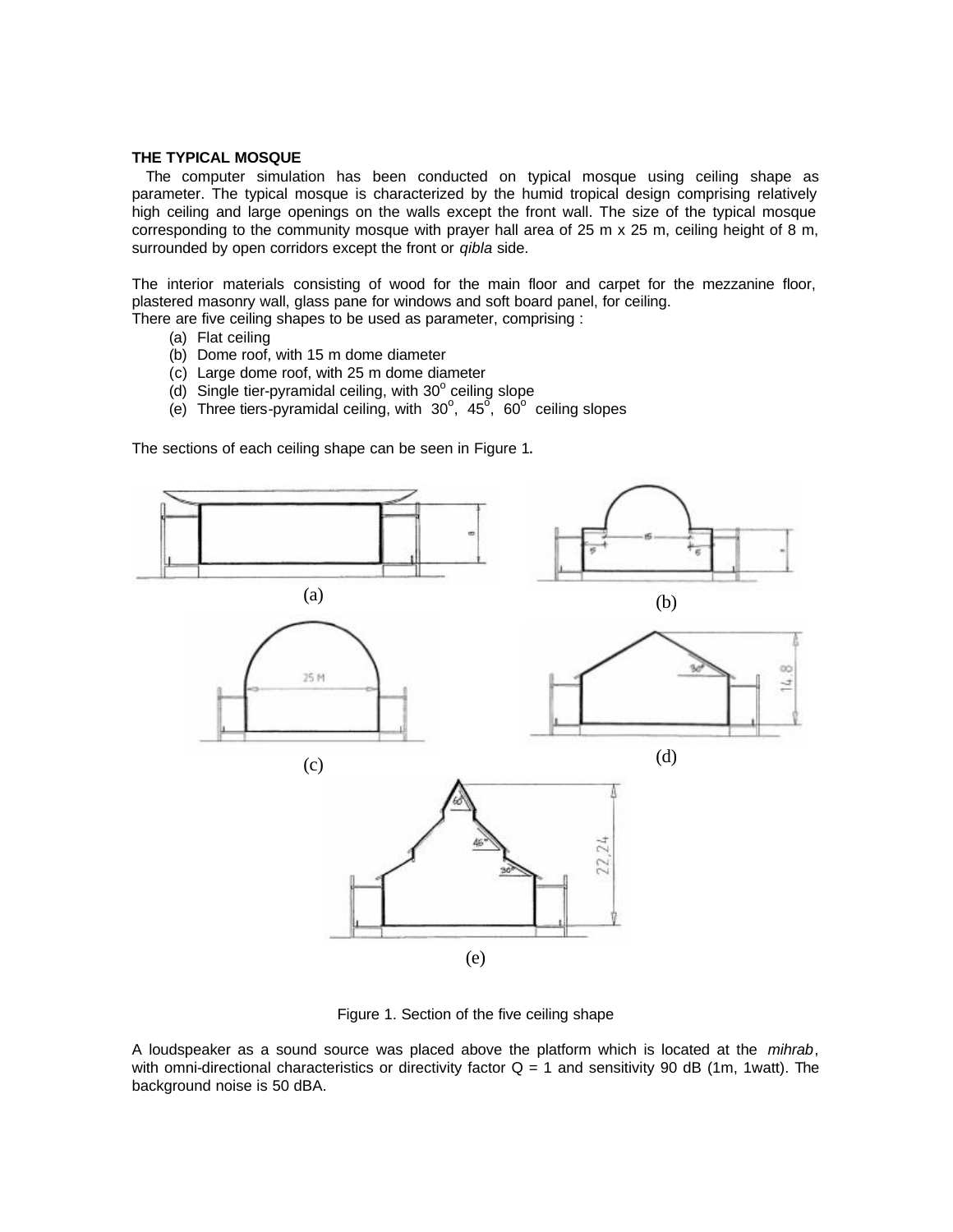**THE TYPICAL MOSQUE**

The computer simulation has been conducted on typical mosque using ceiling shape as parameter. The typical mosque is characterized by the humid tropical design comprising relatively high ceiling and large openings on the walls except the front wall. The size of the typical mosque corresponding to the community mosque with prayer hall area of 25 m x 25 m, ceiling height of 8 m, surrounded by open corridors except the front or *qibla* side.

The interior materials consisting of wood for the main floor and carpet for the mezzanine floor, plastered masonry wall, glass pane for windows and soft board panel, for ceiling.
There are five ceiling shapes to be used as parameter, comprising :

(a) Flat ceiling
(b) Dome roof, with 15 m dome diameter
(c) Large dome roof, with 25 m dome diameter
(d) Single tier-pyramidal ceiling, with $30^o$ ceiling slope
(e) Three tiers-pyramidal ceiling, with $30^o$, $45^o$, $60^o$ ceiling slopes

The sections of each ceiling shape can be seen in Figure 1**.**

(a)

(b)

(c)

(d)

(e)

Figure 1. Section of the five ceiling shape

A loudspeaker as a sound source was placed above the platform which is located at the *mihrab*, with omni-directional characteristics or directivity factor Q = 1 and sensitivity 90 dB (1m, 1watt). The background noise is 50 dBA.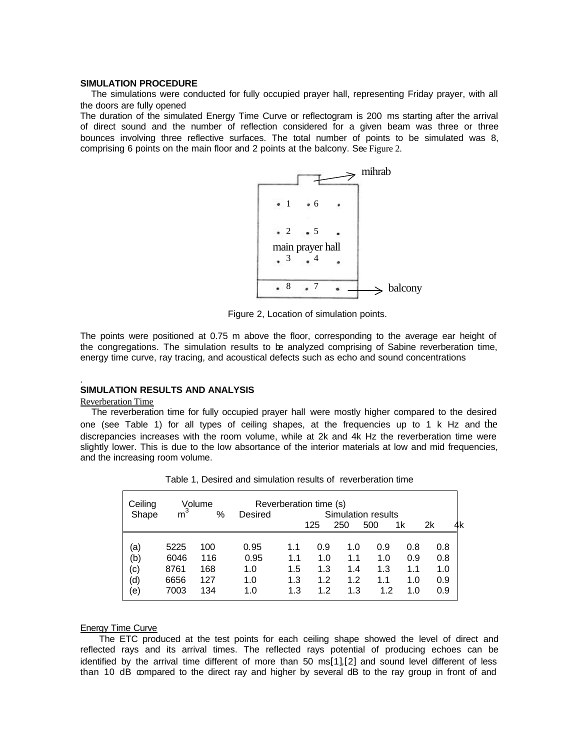**SIMULATION PROCEDURE**

The simulations were conducted for fully occupied prayer hall, representing Friday prayer, with all the doors are fully opened

The duration of the simulated Energy Time Curve or reflectogram is 200 ms starting after the arrival of direct sound and the number of reflection considered for a given beam was three or three bounces involving three reflective surfaces. The total number of points to be simulated was 8, comprising 6 points on the main floor and 2 points at the balcony. See Figure 2.

Figure 2, Location of simulation points.

The points were positioned at 0.75 m above the floor, corresponding to the average ear height of the congregations. The simulation results to be analyzed comprising of Sabine reverberation time, energy time curve, ray tracing, and acoustical defects such as echo and sound concentrations

.

**SIMULATION RESULTS AND ANALYSIS**

Reverberation Time

The reverberation time for fully occupied prayer hall were mostly higher compared to the desired one (see Table 1) for all types of ceiling shapes, at the frequencies up to 1 k Hz and the discrepancies increases with the room volume, while at 2k and 4k Hz the reverberation time were slightly lower. This is due to the low absortance of the interior materials at low and mid frequencies, and the increasing room volume.

Table 1, Desired and simulation results of reverberation time

| Ceiling Shape | Volume $m^3$ | % | Reverberation time (s) Desired | Simulation results 125 | 250 | 500 | 1k | 2k | 4k |
|---|---|---|---|---|---|---|---|---|---|
| (a) | 5225 | 100 | 0.95 | 1.1 | 0.9 | 1.0 | 0.9 | 0.8 | 0.8 |
| (b) | 6046 | 116 | 0.95 | 1.1 | 1.0 | 1.1 | 1.0 | 0.9 | 0.8 |
| (c) | 8761 | 168 | 1.0 | 1.5 | 1.3 | 1.4 | 1.3 | 1.1 | 1.0 |
| (d) | 6656 | 127 | 1.0 | 1.3 | 1.2 | 1.2 | 1.1 | 1.0 | 0.9 |
| (e) | 7003 | 134 | 1.0 | 1.3 | 1.2 | 1.3 | 1.2 | 1.0 | 0.9 |

Energy Time Curve

The ETC produced at the test points for each ceiling shape showed the level of direct and reflected rays and its arrival times. The reflected rays potential of producing echoes can be identified by the arrival time different of more than 50 ms[1],[2] and sound level different of less than 10 dB compared to the direct ray and higher by several dB to the ray group in front of and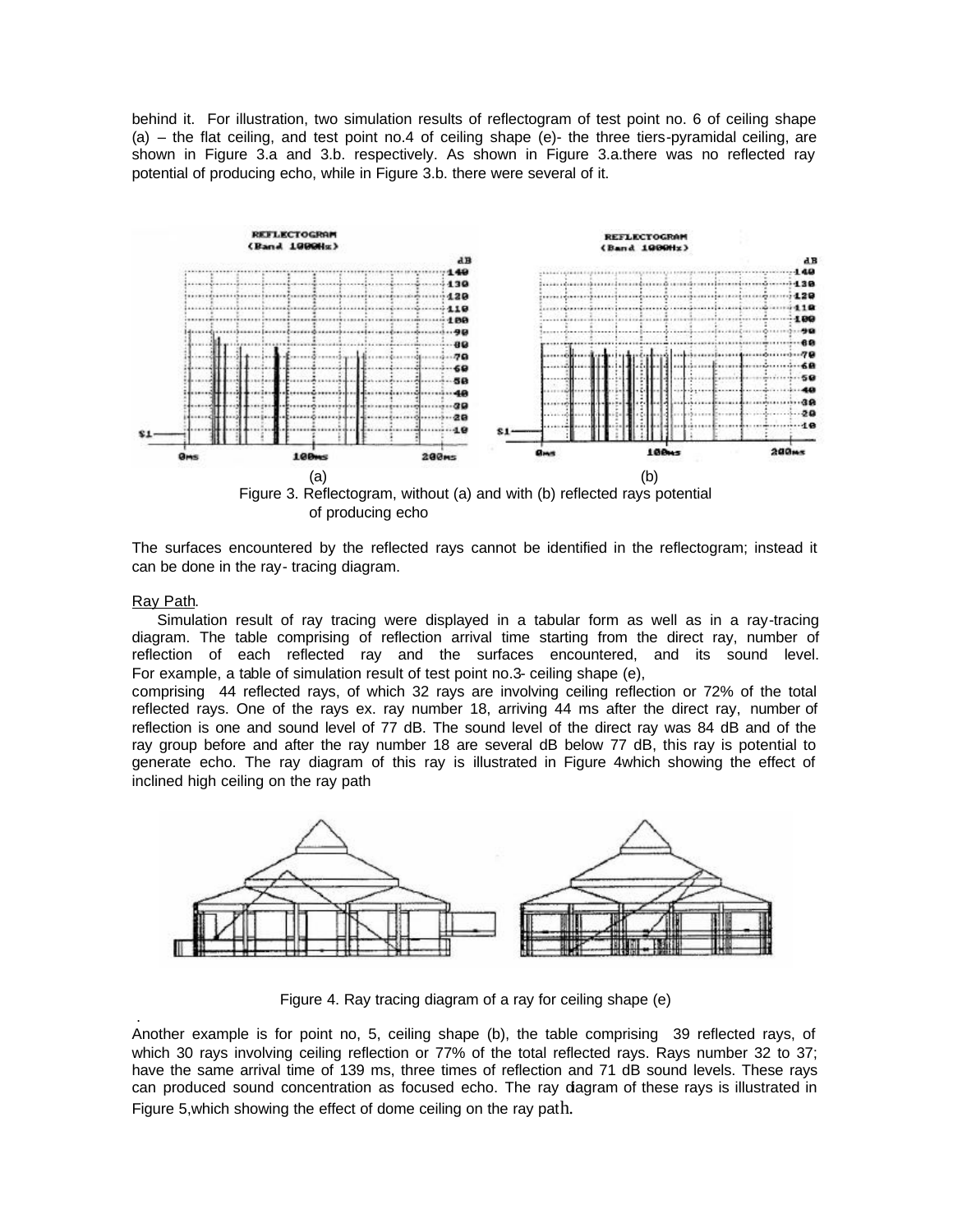behind it. For illustration, two simulation results of reflectogram of test point no. 6 of ceiling shape (a) – the flat ceiling, and test point no.4 of ceiling shape (e)- the three tiers-pyramidal ceiling, are shown in Figure 3.a and 3.b. respectively. As shown in Figure 3.a.there was no reflected ray potential of producing echo, while in Figure 3.b. there were several of it.

(a) (b)

Figure 3. Reflectogram, without (a) and with (b) reflected rays potential of producing echo

The surfaces encountered by the reflected rays cannot be identified in the reflectogram; instead it can be done in the ray- tracing diagram.

Ray Path.

Simulation result of ray tracing were displayed in a tabular form as well as in a ray-tracing diagram. The table comprising of reflection arrival time starting from the direct ray, number of reflection of each reflected ray and the surfaces encountered, and its sound level. For example, a table of simulation result of test point no.3- ceiling shape (e), comprising 44 reflected rays, of which 32 rays are involving ceiling reflection or 72% of the total reflected rays. One of the rays ex. ray number 18, arriving 44 ms after the direct ray, number of reflection is one and sound level of 77 dB. The sound level of the direct ray was 84 dB and of the ray group before and after the ray number 18 are several dB below 77 dB, this ray is potential to generate echo. The ray diagram of this ray is illustrated in Figure 4which showing the effect of inclined high ceiling on the ray path

Figure 4. Ray tracing diagram of a ray for ceiling shape (e)

Another example is for point no, 5, ceiling shape (b), the table comprising 39 reflected rays, of which 30 rays involving ceiling reflection or 77% of the total reflected rays. Rays number 32 to 37; have the same arrival time of 139 ms, three times of reflection and 71 dB sound levels. These rays can produced sound concentration as focused echo. The ray diagram of these rays is illustrated in Figure 5,which showing the effect of dome ceiling on the ray path.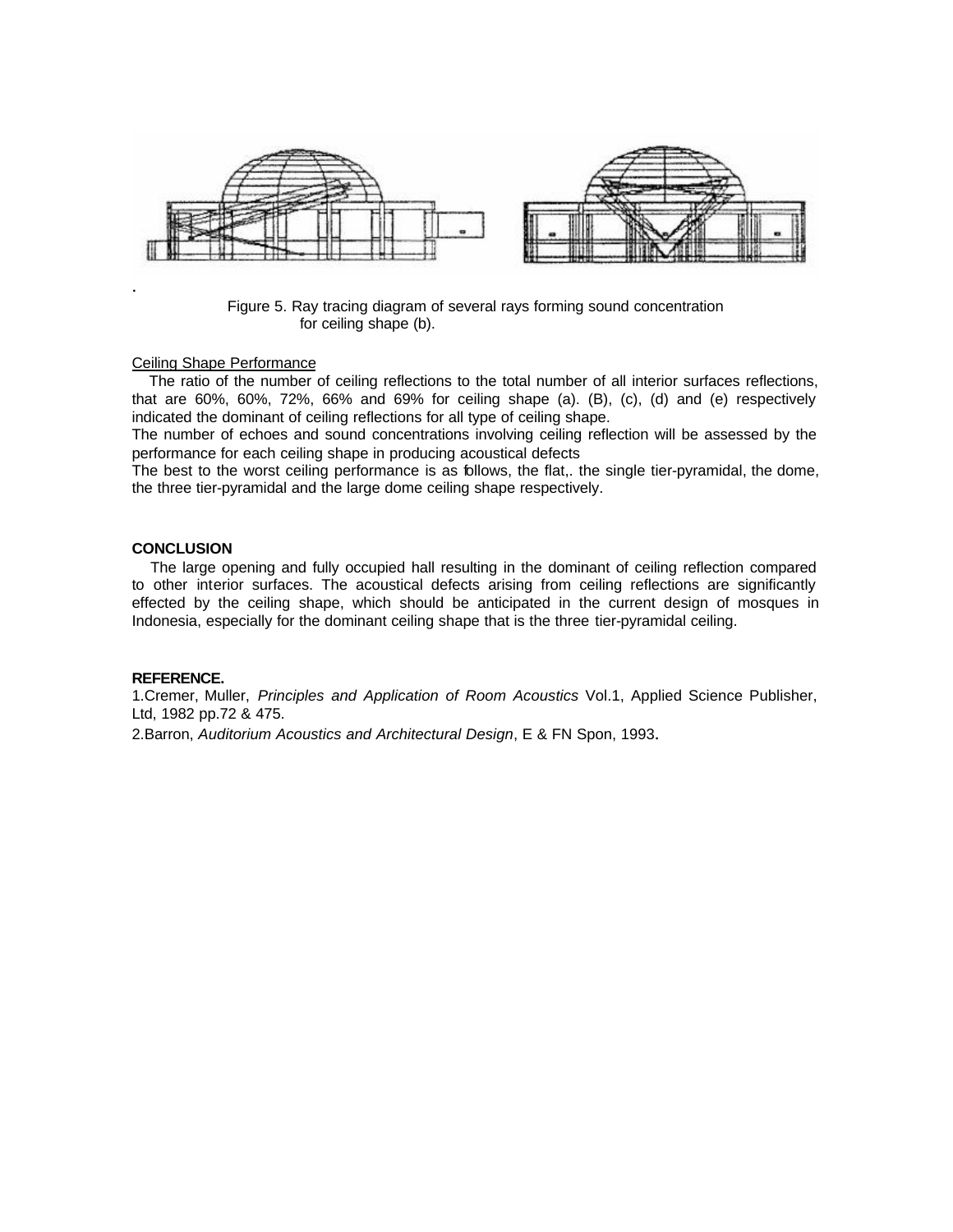.

Figure 5. Ray tracing diagram of several rays forming sound concentration for ceiling shape (b).

Ceiling Shape Performance

The ratio of the number of ceiling reflections to the total number of all interior surfaces reflections, that are 60%, 60%, 72%, 66% and 69% for ceiling shape (a). (B), (c), (d) and (e) respectively indicated the dominant of ceiling reflections for all type of ceiling shape.

The number of echoes and sound concentrations involving ceiling reflection will be assessed by the performance for each ceiling shape in producing acoustical defects

The best to the worst ceiling performance is as follows, the flat,. the single tier-pyramidal, the dome, the three tier-pyramidal and the large dome ceiling shape respectively.

## CONCLUSION

The large opening and fully occupied hall resulting in the dominant of ceiling reflection compared to other interior surfaces. The acoustical defects arising from ceiling reflections are significantly effected by the ceiling shape, which should be anticipated in the current design of mosques in Indonesia, especially for the dominant ceiling shape that is the three tier-pyramidal ceiling.

## REFERENCE.

1.Cremer, Muller, *Principles and Application of Room Acoustics* Vol.1, Applied Science Publisher, Ltd, 1982 pp.72 & 475.

2.Barron, *Auditorium Acoustics and Architectural Design*, E & FN Spon, 1993.